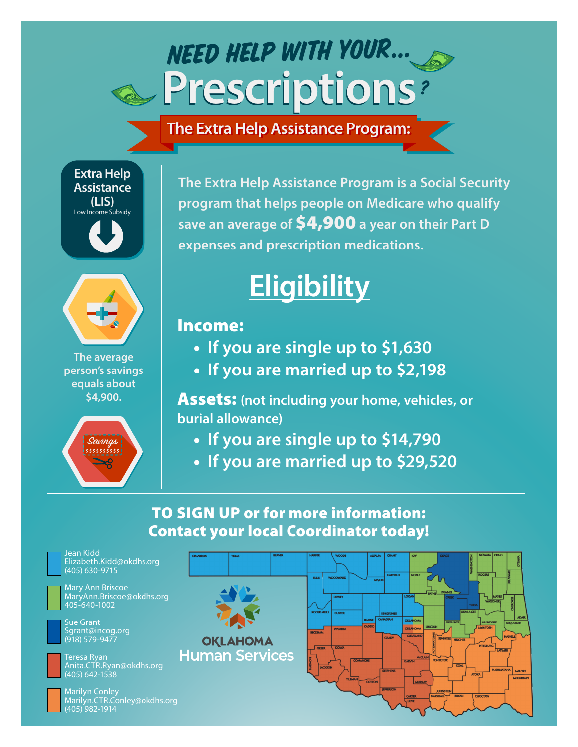# NEED HELP WITH YOUR... Prescriptions?

## The Extra Help Assistance Program:

**Extra Help Assistance (LIS)**
Low Income Subsidy

The average person's savings equals about $4,900.

Savings $$$$$$$$$$

The Extra Help Assistance Program is a Social Security program that helps people on Medicare who qualify save an average of **$4,900** a year on their Part D expenses and prescription medications.

## Eligibility

**Income:**

- If you are single up to $1,630
- If you are married up to $2,198

**Assets:** (not including your home, vehicles, or burial allowance)

- If you are single up to $14,790
- If you are married up to $29,520

**TO SIGN UP or for more information: Contact your local Coordinator today!**

Jean Kidd
Elizabeth.Kidd@okdhs.org
(405) 630-9715

Mary Ann Briscoe
MaryAnn.Briscoe@okdhs.org
405-640-1002

Sue Grant
Sgrant@incog.org
(918) 579-9477

Teresa Ryan
Anita.CTR.Ryan@okdhs.org
(405) 642-1538

Marilyn Conley
Marilyn.CTR.Conley@okdhs.org
(405) 982-1914

OKLAHOMA Human Services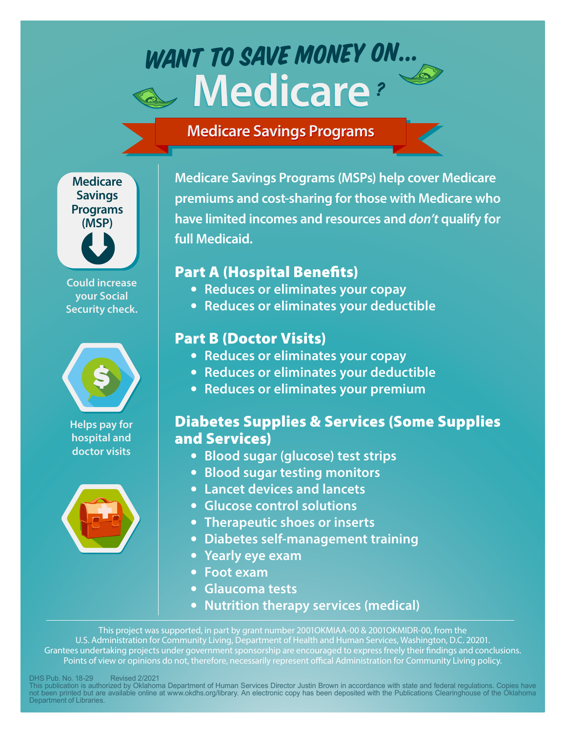# WANT TO SAVE MONEY ON... Medicare?

## Medicare Savings Programs

**Medicare Savings Programs (MSP)**

Could increase your Social Security check.

Helps pay for hospital and doctor visits

Medicare Savings Programs (MSPs) help cover Medicare premiums and cost-sharing for those with Medicare who have limited incomes and resources and *don't* qualify for full Medicaid.

### Part A (Hospital Benefits)

- Reduces or eliminates your copay
- Reduces or eliminates your deductible

### Part B (Doctor Visits)

- Reduces or eliminates your copay
- Reduces or eliminates your deductible
- Reduces or eliminates your premium

### Diabetes Supplies & Services (Some Supplies and Services)

- Blood sugar (glucose) test strips
- Blood sugar testing monitors
- Lancet devices and lancets
- Glucose control solutions
- Therapeutic shoes or inserts
- Diabetes self-management training
- Yearly eye exam
- Foot exam
- Glaucoma tests
- Nutrition therapy services (medical)

This project was supported, in part by grant number 2001OKMIAA-00 & 2001OKMIDR-00, from the U.S. Administration for Community Living, Department of Health and Human Services, Washington, D.C. 20201. Grantees undertaking projects under government sponsorship are encouraged to express freely their findings and conclusions. Points of view or opinions do not, therefore, necessarily represent offical Administration for Community Living policy.

DHS Pub. No. 18-29 Revised 2/2021
This publication is authorized by Oklahoma Department of Human Services Director Justin Brown in accordance with state and federal regulations. Copies have not been printed but are available online at www.okdhs.org/library. An electronic copy has been deposited with the Publications Clearinghouse of the Oklahoma Department of Libraries.